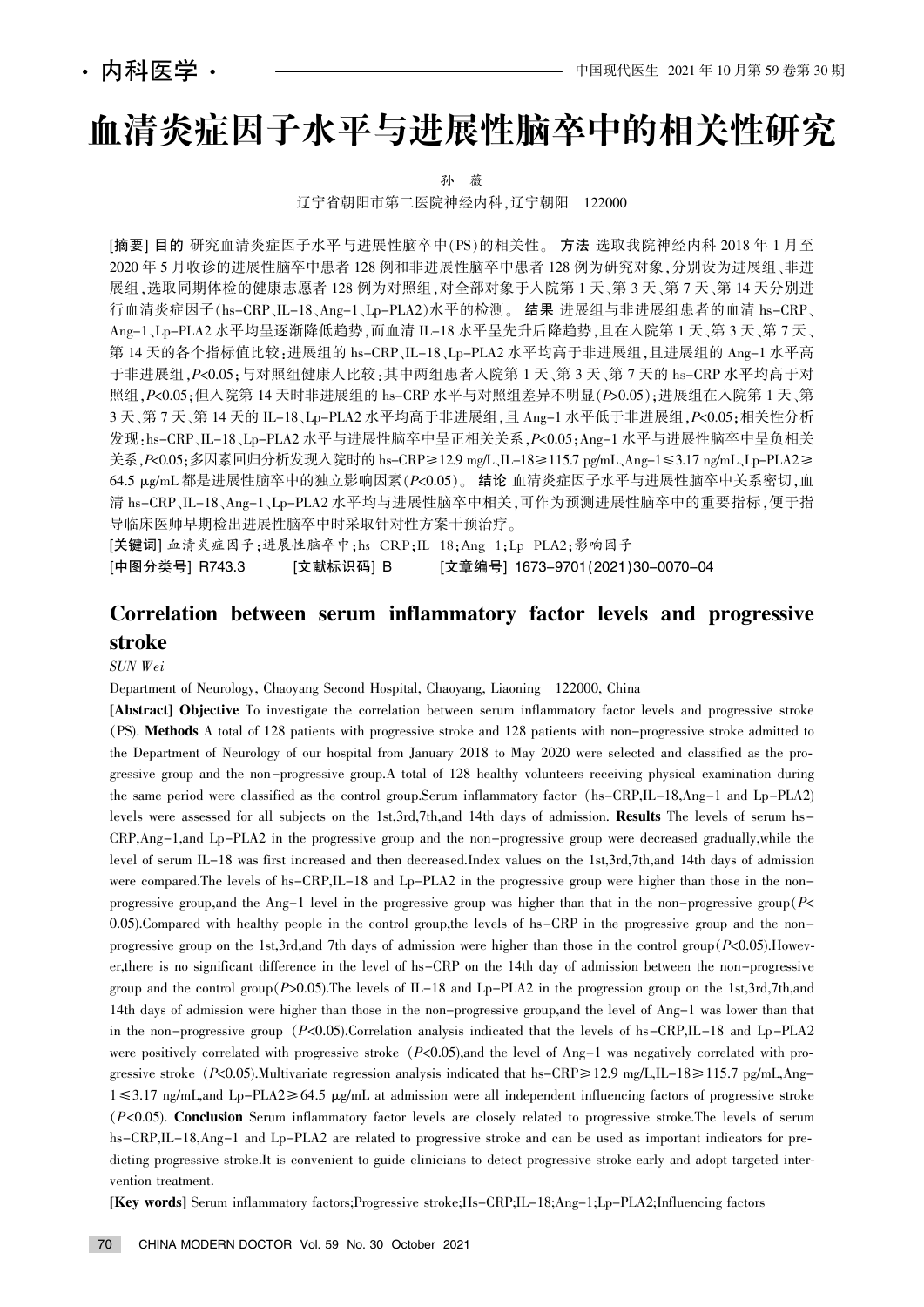· 内科医学 ·

# 血清炎症因子水平与进展性脑卒中的相关性研究

孙 薇

辽宁省朝阳市第二医院神经内科，辽宁朝阳 122000

**[摘要]** **目的** 研究血清炎症因子水平与进展性脑卒中(PS)的相关性。 **方法** 选取我院神经内科 2018 年 1 月至 2020 年 5 月收诊的进展性脑卒中患者 128 例和非进展性脑卒中患者 128 例为研究对象，分别设为进展组、非进展组，选取同期体检的健康志愿者 128 例为对照组，对全部对象于入院第 1 天、第 3 天、第 7 天、第 14 天分别进行血清炎症因子(hs-CRP、IL-18、Ang-1、Lp-PLA2)水平的检测。 **结果** 进展组与非进展组患者的血清 hs-CRP、Ang-1、Lp-PLA2 水平均呈逐渐降低趋势，而血清 IL-18 水平呈先升后降趋势，且在入院第 1 天、第 3 天、第 7 天、第 14 天的各个指标值比较：进展组的 hs-CRP、IL-18、Lp-PLA2 水平均高于非进展组，且进展组的 Ang-1 水平高于非进展组，$P<0.05$；与对照组健康人比较：其中两组患者入院第 1 天、第 3 天、第 7 天的 hs-CRP 水平均高于对照组，$P<0.05$；但入院第 14 天时非进展组的 hs-CRP 水平与对照组差异不明显($P>0.05$)；进展组在入院第 1 天、第 3 天、第 7 天、第 14 天的 IL-18、Lp-PLA2 水平均高于非进展组，且 Ang-1 水平低于非进展组，$P<0.05$；相关性分析发现：hs-CRP、IL-18、Lp-PLA2 水平与进展性脑卒中呈正相关关系，$P<0.05$；Ang-1 水平与进展性脑卒中呈负相关关系，$P<0.05$；多因素回归分析发现入院时的 hs-CRP≥12.9 mg/L、IL-18≥115.7 pg/mL、Ang-1≤3.17 ng/mL、Lp-PLA2≥64.5 μg/mL 都是进展性脑卒中的独立影响因素($P<0.05$)。 **结论** 血清炎症因子水平与进展性脑卒中关系密切，血清 hs-CRP、IL-18、Ang-1、Lp-PLA2 水平均与进展性脑卒中相关，可作为预测进展性脑卒中的重要指标，便于指导临床医师早期检出进展性脑卒中时采取针对性方案干预治疗。

**[关键词]** 血清炎症因子；进展性脑卒中；hs-CRP；IL-18；Ang-1；Lp-PLA2；影响因子

**[中图分类号]** R743.3 **[文献标识码]** B **[文章编号]** 1673-9701(2021)30-0070-04

# Correlation between serum inflammatory factor levels and progressive stroke

*SUN Wei*

Department of Neurology, Chaoyang Second Hospital, Chaoyang, Liaoning 122000, China

**[Abstract]** **Objective** To investigate the correlation between serum inflammatory factor levels and progressive stroke (PS). **Methods** A total of 128 patients with progressive stroke and 128 patients with non-progressive stroke admitted to the Department of Neurology of our hospital from January 2018 to May 2020 were selected and classified as the progressive group and the non-progressive group. A total of 128 healthy volunteers receiving physical examination during the same period were classified as the control group. Serum inflammatory factor (hs-CRP, IL-18, Ang-1 and Lp-PLA2) levels were assessed for all subjects on the 1st, 3rd, 7th, and 14th days of admission. **Results** The levels of serum hs-CRP, Ang-1, and Lp-PLA2 in the progressive group and the non-progressive group were decreased gradually, while the level of serum IL-18 was first increased and then decreased. Index values on the 1st, 3rd, 7th, and 14th days of admission were compared. The levels of hs-CRP, IL-18 and Lp-PLA2 in the progressive group were higher than those in the non-progressive group, and the Ang-1 level in the progressive group was higher than that in the non-progressive group ($P<0.05$). Compared with healthy people in the control group, the levels of hs-CRP in the progressive group and the non-progressive group on the 1st, 3rd, and 7th days of admission were higher than those in the control group ($P<0.05$). However, there is no significant difference in the level of hs-CRP on the 14th day of admission between the non-progressive group and the control group ($P>0.05$). The levels of IL-18 and Lp-PLA2 in the progression group on the 1st, 3rd, 7th, and 14th days of admission were higher than those in the non-progressive group, and the level of Ang-1 was lower than that in the non-progressive group ($P<0.05$). Correlation analysis indicated that the levels of hs-CRP, IL-18 and Lp-PLA2 were positively correlated with progressive stroke ($P<0.05$), and the level of Ang-1 was negatively correlated with progressive stroke ($P<0.05$). Multivariate regression analysis indicated that hs-CRP≥12.9 mg/L, IL-18≥115.7 pg/mL, Ang-1≤3.17 ng/mL, and Lp-PLA2≥64.5 μg/mL at admission were all independent influencing factors of progressive stroke ($P<0.05$). **Conclusion** Serum inflammatory factor levels are closely related to progressive stroke. The levels of serum hs-CRP, IL-18, Ang-1 and Lp-PLA2 are related to progressive stroke and can be used as important indicators for predicting progressive stroke. It is convenient to guide clinicians to detect progressive stroke early and adopt targeted intervention treatment.

**[Key words]** Serum inflammatory factors; Progressive stroke; Hs-CRP; IL-18; Ang-1; Lp-PLA2; Influencing factors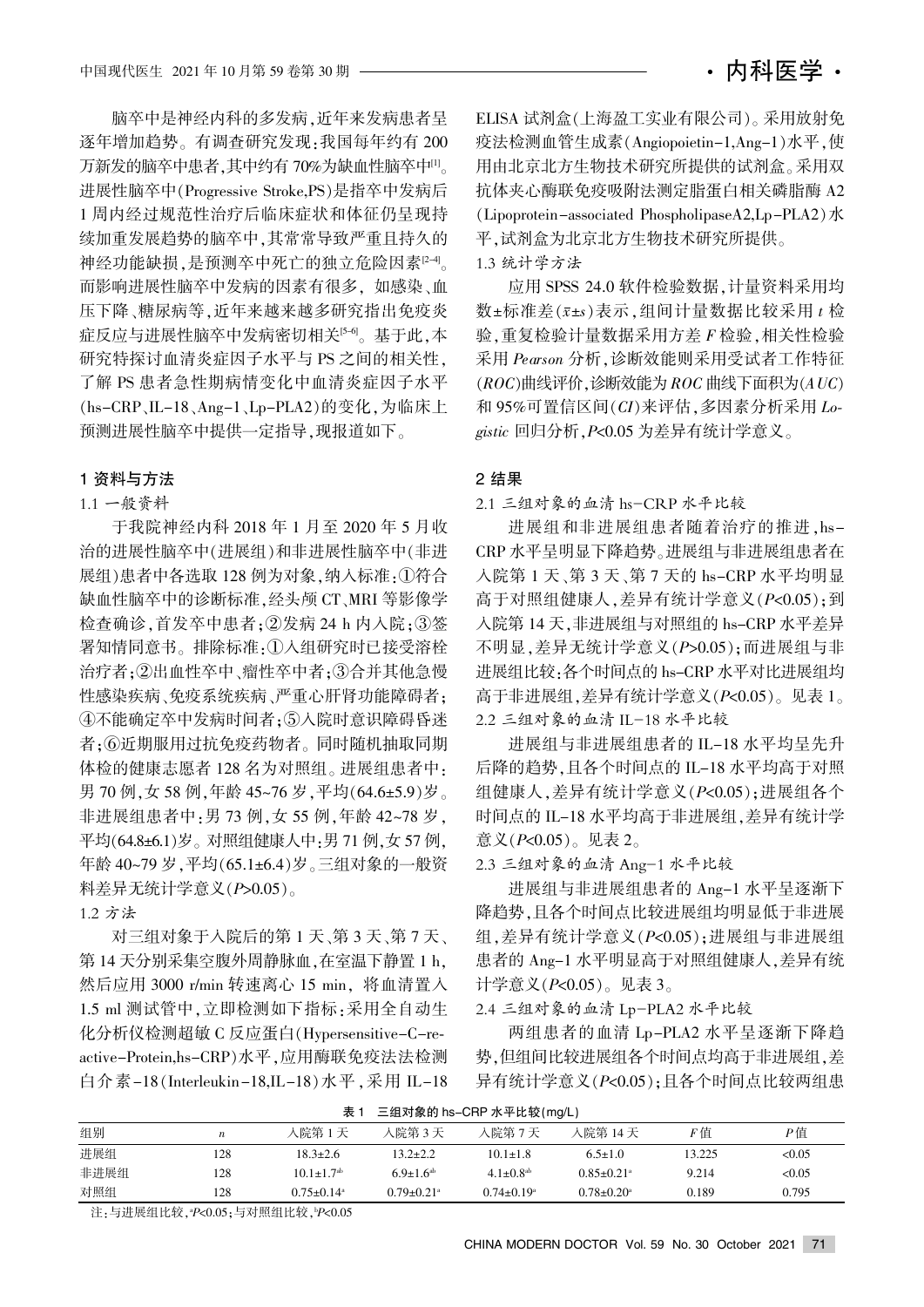脑卒中是神经内科的多发病,近年来发病患者呈逐年增加趋势。有调查研究发现:我国每年约有 200 万新发的脑卒中患者,其中约有 70%为缺血性脑卒中[1]。进展性脑卒中(Progressive Stroke,PS)是指卒中发病后 1 周内经过规范性治疗后临床症状和体征仍呈现持续加重发展趋势的脑卒中,其常常导致严重且持久的神经功能缺损,是预测卒中死亡的独立危险因素[2-4]。而影响进展性脑卒中发病的因素有很多, 如感染、血压下降、糖尿病等,近年来越来越多研究指出免疫炎症反应与进展性脑卒中发病密切相关[5-6]。基于此,本研究特探讨血清炎症因子水平与 PS 之间的相关性,了解 PS 患者急性期病情变化中血清炎症因子水平(hs-CRP、IL-18、Ang-1、Lp-PLA2)的变化,为临床上预测进展性脑卒中提供一定指导,现报道如下。

## 1 资料与方法

### 1.1 一般资料

于我院神经内科 2018 年 1 月至 2020 年 5 月收治的进展性脑卒中(进展组)和非进展性脑卒中(非进展组)患者中各选取 128 例为对象,纳入标准:①符合缺血性脑卒中的诊断标准,经头颅 CT、MRI 等影像学检查确诊,首发卒中患者;②发病 24 h 内入院;③签署知情同意书。排除标准:①入组研究时已接受溶栓治疗者;②出血性卒中、瘤性卒中者;③合并其他急慢性感染疾病、免疫系统疾病、严重心肝肾功能障碍者;④不能确定卒中发病时间者;⑤入院时意识障碍昏迷者;⑥近期服用过抗免疫药物者。同时随机抽取同期体检的健康志愿者 128 名为对照组。进展组患者中:男 70 例,女 58 例,年龄 45~76 岁,平均(64.6±5.9)岁。非进展组患者中:男 73 例,女 55 例,年龄 42~78 岁,平均(64.8±6.1)岁。对照组健康人中:男 71 例,女 57 例,年龄 40~79 岁,平均(65.1±6.4)岁。三组对象的一般资料差异无统计学意义($P$>0.05)。

### 1.2 方法

对三组对象于入院后的第 1 天、第 3 天、第 7 天、第 14 天分别采集空腹外周静脉血,在室温下静置 1 h,然后应用 3000 r/min 转速离心 15 min, 将血清置入 1.5 ml 测试管中,立即检测如下指标:采用全自动生化分析仪检测超敏 C 反应蛋白(Hypersensitive-C-reactive-Protein,hs-CRP)水平,应用酶联免疫法法检测白介素-18(Interleukin-18,IL-18)水平,采用 IL-18 ELISA 试剂盒(上海盈工实业有限公司)。采用放射免疫法检测血管生成素(Angiopoietin-1,Ang-1)水平,使用由北京北方生物技术研究所提供的试剂盒。采用双抗体夹心酶联免疫吸附法测定脂蛋白相关磷脂酶 A2(Lipoprotein-associated PhospholipaseA2,Lp-PLA2)水平,试剂盒为北京北方生物技术研究所提供。

### 1.3 统计学方法

应用 SPSS 24.0 软件检验数据,计量资料采用均数±标准差($\bar{x}$±$s$)表示,组间计量数据比较采用 $t$ 检验,重复检验计量数据采用方差 $F$ 检验,相关性检验采用 *Pearson* 分析,诊断效能则采用受试者工作特征($ROC$)曲线评价,诊断效能为 ROC 曲线下面积为($AUC$)和 95%可置信区间($CI$)来评估,多因素分析采用 *Logistic* 回归分析,$P$<0.05 为差异有统计学意义。

## 2 结果

### 2.1 三组对象的血清 hs-CRP 水平比较

进展组和非进展组患者随着治疗的推进,hs-CRP 水平呈明显下降趋势。进展组与非进展组患者在入院第 1 天、第 3 天、第 7 天的 hs-CRP 水平均明显高于对照组健康人,差异有统计学意义($P$<0.05);到入院第 14 天,非进展组与对照组的 hs-CRP 水平差异不明显,差异无统计学意义($P$>0.05);而进展组与非进展组比较:各个时间点的 hs-CRP 水平对比进展组均高于非进展组,差异有统计学意义($P$<0.05)。见表 1。

### 2.2 三组对象的血清 IL-18 水平比较

进展组与非进展组患者的 IL-18 水平均呈先升后降的趋势,且各个时间点的 IL-18 水平均高于对照组健康人,差异有统计学意义($P$<0.05);进展组各个时间点的 IL-18 水平均高于非进展组,差异有统计学意义($P$<0.05)。见表 2。

### 2.3 三组对象的血清 Ang-1 水平比较

进展组与非进展组患者的 Ang-1 水平呈逐渐下降趋势,且各个时间点比较进展组均明显低于非进展组,差异有统计学意义($P$<0.05);进展组与非进展组患者的 Ang-1 水平明显高于对照组健康人,差异有统计学意义($P$<0.05)。见表 3。

### 2.4 三组对象的血清 Lp-PLA2 水平比较

两组患者的血清 Lp-PLA2 水平呈逐渐下降趋势,但组间比较进展组各个时间点均高于非进展组,差异有统计学意义($P$<0.05);且各个时间点比较两组患

表 1 三组对象的 hs-CRP 水平比较(mg/L)

| 组别 | $n$ | 入院第 1 天 | 入院第 3 天 | 入院第 7 天 | 入院第 14 天 | $F$ 值 | $P$ 值 |
|---|---|---|---|---|---|---|---|
| 进展组 | 128 | 18.3±2.6 | 13.2±2.2 | 10.1±1.8 | 6.5±1.0 | 13.225 | <0.05 |
| 非进展组 | 128 | 10.1±1.7[ab] | 6.9±1.6[ab] | 4.1±0.8[ab] | 0.85±0.21[a] | 9.214 | <0.05 |
| 对照组 | 128 | 0.75±0.14[a] | 0.79±0.21[a] | 0.74±0.19[a] | 0.78±0.20[a] | 0.189 | 0.795 |

注:与进展组比较,[a]$P$<0.05;与对照组比较,[b]$P$<0.05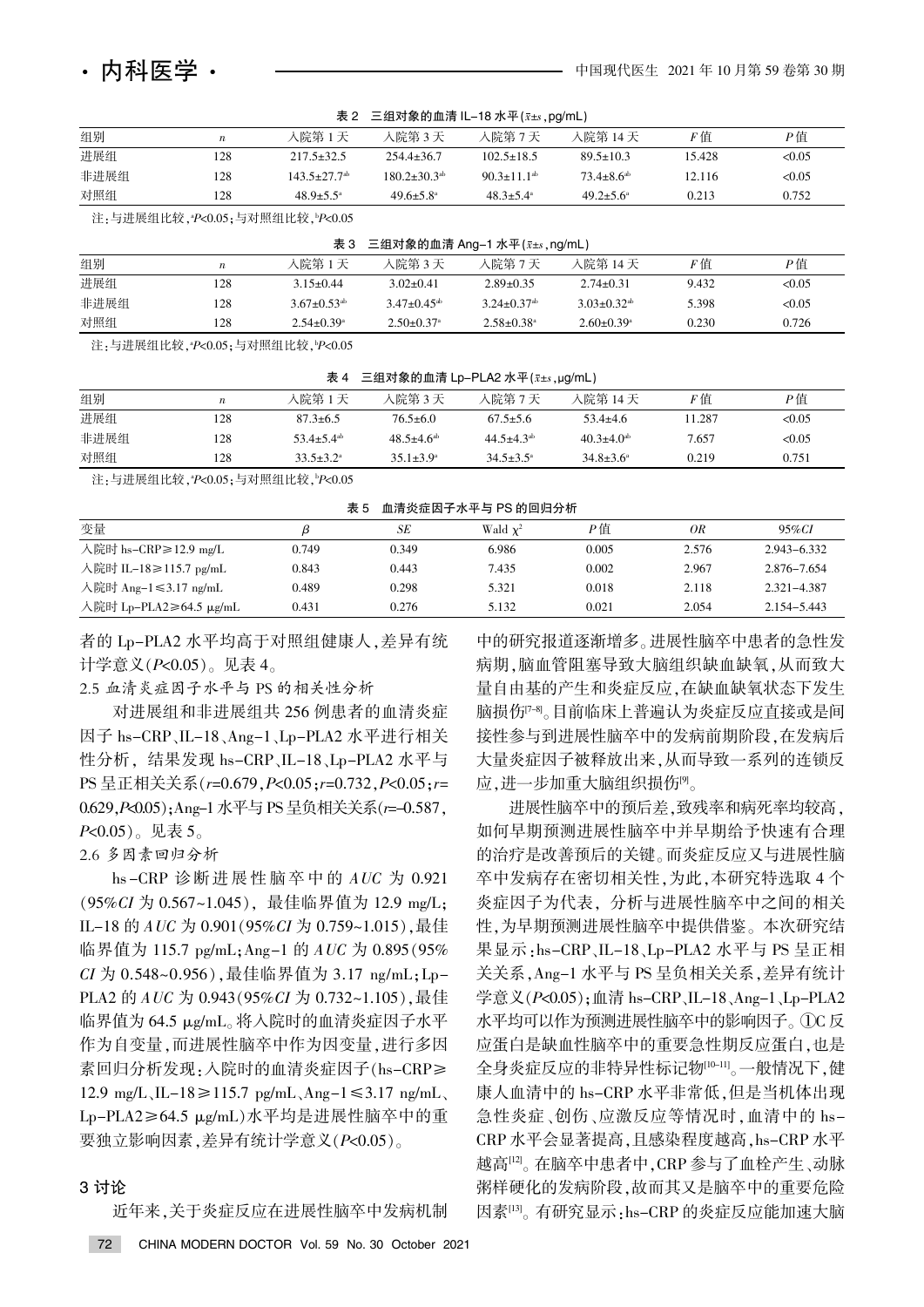表 2　三组对象的血清 IL-18 水平（$\bar{x}\pm s$，pg/mL）

| 组别 | $n$ | 入院第 1 天 | 入院第 3 天 | 入院第 7 天 | 入院第 14 天 | $F$ 值 | $P$ 值 |
|---|---|---|---|---|---|---|---|
| 进展组 | 128 | 217.5±32.5 | 254.4±36.7 | 102.5±18.5 | 89.5±10.3 | 15.428 | <0.05 |
| 非进展组 | 128 | 143.5±27.7[ab] | 180.2±30.3[ab] | 90.3±11.1[ab] | 73.4±8.6[ab] | 12.116 | <0.05 |
| 对照组 | 128 | 48.9±5.5[a] | 49.6±5.8[a] | 48.3±5.4[a] | 49.2±5.6[a] | 0.213 | 0.752 |

注：与进展组比较，[a]$P<0.05$；与对照组比较，[b]$P<0.05$

表 3　三组对象的血清 Ang-1 水平（$\bar{x}\pm s$，ng/mL）

| 组别 | $n$ | 入院第 1 天 | 入院第 3 天 | 入院第 7 天 | 入院第 14 天 | $F$ 值 | $P$ 值 |
|---|---|---|---|---|---|---|---|
| 进展组 | 128 | 3.15±0.44 | 3.02±0.41 | 2.89±0.35 | 2.74±0.31 | 9.432 | <0.05 |
| 非进展组 | 128 | 3.67±0.53[ab] | 3.47±0.45[ab] | 3.24±0.37[ab] | 3.03±0.32[ab] | 5.398 | <0.05 |
| 对照组 | 128 | 2.54±0.39[a] | 2.50±0.37[a] | 2.58±0.38[a] | 2.60±0.39[a] | 0.230 | 0.726 |

注：与进展组比较，[a]$P<0.05$；与对照组比较，[b]$P<0.05$

表 4　三组对象的血清 Lp-PLA2 水平（$\bar{x}\pm s$，μg/mL）

| 组别 | $n$ | 入院第 1 天 | 入院第 3 天 | 入院第 7 天 | 入院第 14 天 | $F$ 值 | $P$ 值 |
|---|---|---|---|---|---|---|---|
| 进展组 | 128 | 87.3±6.5 | 76.5±6.0 | 67.5±5.6 | 53.4±4.6 | 11.287 | <0.05 |
| 非进展组 | 128 | 53.4±5.4[ab] | 48.5±4.6[ab] | 44.5±4.3[ab] | 40.3±4.0[ab] | 7.657 | <0.05 |
| 对照组 | 128 | 33.5±3.2[a] | 35.1±3.9[a] | 34.5±3.5[a] | 34.8±3.6[a] | 0.219 | 0.751 |

注：与进展组比较，[a]$P<0.05$；与对照组比较，[b]$P<0.05$

表 5　血清炎症因子水平与 PS 的回归分析

| 变量 | $\beta$ | $SE$ | Wald $\chi^2$ | $P$ 值 | $OR$ | 95%$CI$ |
|---|---|---|---|---|---|---|
| 入院时 hs-CRP≥12.9 mg/L | 0.749 | 0.349 | 6.986 | 0.005 | 2.576 | 2.943~6.332 |
| 入院时 IL-18≥115.7 pg/mL | 0.843 | 0.443 | 7.435 | 0.002 | 2.967 | 2.876~7.654 |
| 入院时 Ang-1≤3.17 ng/mL | 0.489 | 0.298 | 5.321 | 0.018 | 2.118 | 2.321~4.387 |
| 入院时 Lp-PLA2≥64.5 μg/mL | 0.431 | 0.276 | 5.132 | 0.021 | 2.054 | 2.154~5.443 |

者的 Lp-PLA2 水平均高于对照组健康人，差异有统计学意义（$P<0.05$）。见表 4。

### 2.5 血清炎症因子水平与 PS 的相关性分析

对进展组和非进展组共 256 例患者的血清炎症因子 hs-CRP、IL-18、Ang-1、Lp-PLA2 水平进行相关性分析，结果发现 hs-CRP、IL-18、Lp-PLA2 水平与 PS 呈正相关关系（$r=0.679$，$P<0.05$；$r=0.732$，$P<0.05$；$r=0.629$，$P<0.05$）；Ang-1 水平与 PS 呈负相关关系（$r=-0.587$，$P<0.05$）。见表 5。

### 2.6 多因素回归分析

hs-CRP 诊断进展性脑卒中的 $AUC$ 为 0.921（95%$CI$ 为 0.567~1.045），最佳临界值为 12.9 mg/L；IL-18 的 $AUC$ 为 0.901（95%$CI$ 为 0.759~1.015），最佳临界值为 115.7 pg/mL；Ang-1 的 $AUC$ 为 0.895（95%$CI$ 为 0.548~0.956），最佳临界值为 3.17 ng/mL；Lp-PLA2 的 $AUC$ 为 0.943（95%$CI$ 为 0.732~1.105），最佳临界值为 64.5 μg/mL。将入院时的血清炎症因子水平作为自变量，而进展性脑卒中作为因变量，进行多因素回归分析发现：入院时的血清炎症因子（hs-CRP≥12.9 mg/L、IL-18≥115.7 pg/mL、Ang-1≤3.17 ng/mL、Lp-PLA2≥64.5 μg/mL）水平均是进展性脑卒中的重要独立影响因素，差异有统计学意义（$P<0.05$）。

## 3 讨论

近年来，关于炎症反应在进展性脑卒中发病机制中的研究报道逐渐增多。进展性脑卒中患者的急性发病期，脑血管阻塞导致大脑组织缺血缺氧，从而致大量自由基的产生和炎症反应，在缺血缺氧状态下发生脑损伤[7-8]。目前临床上普遍认为炎症反应直接或是间接性参与到进展性脑卒中的发病前期阶段，在发病后大量炎症因子被释放出来，从而导致一系列的连锁反应，进一步加重大脑组织损伤[9]。

进展性脑卒中的预后差，致残率和病死率均较高，如何早期预测进展性脑卒中并早期给予快速有合理的治疗是改善预后的关键。而炎症反应又与进展性脑卒中发病存在密切相关性，为此，本研究特选取 4 个炎症因子为代表，分析与进展性脑卒中之间的相关性，为早期预测进展性脑卒中提供借鉴。本次研究结果显示：hs-CRP、IL-18、Lp-PLA2 水平与 PS 呈正相关关系，Ang-1 水平与 PS 呈负相关关系，差异有统计学意义（$P<0.05$）；血清 hs-CRP、IL-18、Ang-1、Lp-PLA2 水平均可以作为预测进展性脑卒中的影响因子。①C 反应蛋白是缺血性脑卒中的重要急性期反应蛋白，也是全身炎症反应的非特异性标记物[10-11]。一般情况下，健康人血清中的 hs-CRP 水平非常低，但是当机体出现急性炎症、创伤、应激反应等情况时，血清中的 hs-CRP 水平会显著提高，且感染程度越高，hs-CRP 水平越高[12]。在脑卒中患者中，CRP 参与了血栓产生、动脉粥样硬化的发病阶段，故而其又是脑卒中的重要危险因素[13]。有研究显示：hs-CRP 的炎症反应能加速大脑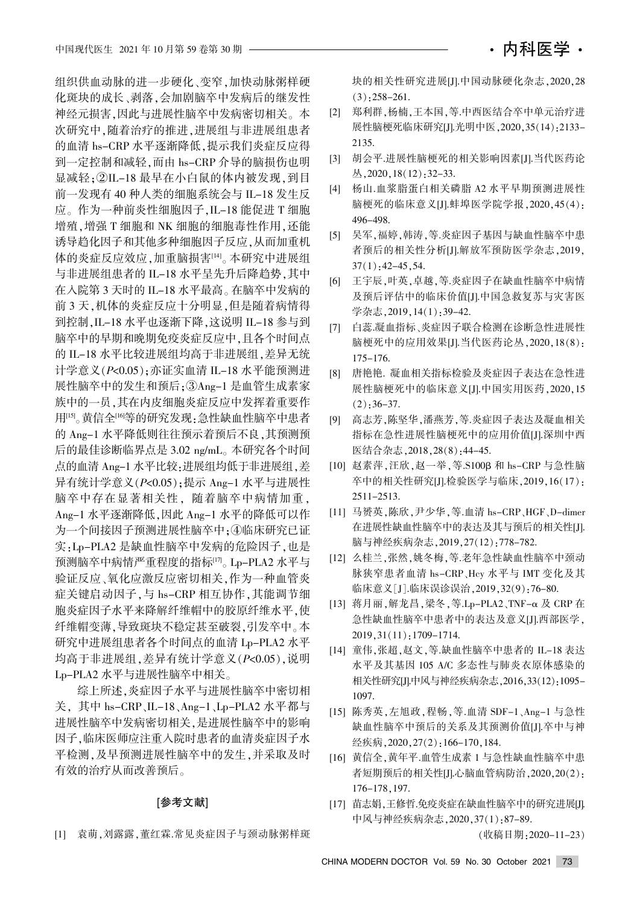组织供血动脉的进一步硬化、变窄，加快动脉粥样硬化斑块的成长、剥落，会加剧脑卒中发病后的继发性神经元损害，因此与进展性脑卒中发病密切相关。本次研究中，随着治疗的推进，进展组与非进展组患者的血清 hs-CRP 水平逐渐降低，提示我们炎症反应得到一定控制和减轻，而由 hs-CRP 介导的脑损伤也明显减轻；②IL-18 最早在小白鼠的体内被发现，到目前一发现有 40 种人类的细胞系统会与 IL-18 发生反应。作为一种前炎性细胞因子，IL-18 能促进 T 细胞增殖，增强 T 细胞和 NK 细胞的细胞毒性作用，还能诱导趋化因子和其他多种细胞因子反应，从而加重机体的炎症反应效应，加重脑损害[14]。本研究中进展组与非进展组患者的 IL-18 水平呈先升后降趋势，其中在入院第 3 天时的 IL-18 水平最高。在脑卒中发病的前 3 天，机体的炎症反应十分明显，但是随着病情得到控制，IL-18 水平也逐渐下降，这说明 IL-18 参与到脑卒中的早期和晚期免疫炎症反应中，且各个时间点的 IL-18 水平比较进展组均高于非进展组，差异无统计学意义($P$<0.05)；亦证实血清 IL-18 水平能预测进展性脑卒中的发生和预后；③Ang-1 是血管生成素家族中的一员，其在内皮细胞炎症反应中发挥着重要作用[15]。黄信全[16]等的研究发现：急性缺血性脑卒中患者的 Ang-1 水平降低则往往预示着预后不良，其预测预后的最佳诊断临界点是 3.02 ng/mL。本研究各个时间点的血清 Ang-1 水平比较：进展组均低于非进展组，差异有统计学意义($P$<0.05)；提示 Ang-1 水平与进展性脑卒中存在显著相关性，随着脑卒中病情加重，Ang-1 水平逐渐降低，因此 Ang-1 水平的降低可以作为一个间接因子预测进展性脑卒中；④临床研究已证实：Lp-PLA2 是缺血性脑卒中发病的危险因子，也是预测脑卒中病情严重程度的指标[17]。Lp-PLA2 水平与验证反应、氧化应激反应密切相关，作为一种血管炎症关键启动因子，与 hs-CRP 相互协作，其能调节细胞炎症因子水平来降解纤维帽中的胶原纤维水平，使纤维帽变薄，导致斑块不稳定甚至破裂，引发卒中。本研究中进展组患者各个时间点的血清 Lp-PLA2 水平均高于非进展组，差异有统计学意义($P$<0.05)，说明 Lp-PLA2 水平与进展性脑卒中相关。

综上所述，炎症因子水平与进展性脑卒中密切相关，其中 hs-CRP、IL-18、Ang-1、Lp-PLA2 水平都与进展性脑卒中发病密切相关，是进展性脑卒中的影响因子，临床医师应注重入院时患者的血清炎症因子水平检测，及早预测进展性脑卒中的发生，并采取及时有效的治疗从而改善预后。

## [参考文献]

[1] 袁萌，刘露露，董红霖.常见炎症因子与颈动脉粥样斑块的相关性研究进展[J].中国动脉硬化杂志，2020，28(3)：258-261.

[2] 郑利群，杨楠，王本国，等.中西医结合卒中单元治疗进展性脑梗死临床研究[J].光明中医，2020，35(14)：2133-2135.

[3] 胡会平.进展性脑梗死的相关影响因素[J].当代医药论丛，2020，18(12)：32-33.

[4] 杨山.血浆脂蛋白相关磷脂 A2 水平早期预测进展性脑梗死的临床意义[J].蚌埠医学院学报，2020，45(4)：496-498.

[5] 吴军，福婷，韩涛，等.炎症因子基因与缺血性脑卒中患者预后的相关性分析[J].解放军预防医学杂志，2019，37(1)：42-45，54.

[6] 王宇辰，叶英，卓越，等.炎症因子在缺血性脑卒中病情及预后评估中的临床价值[J].中国急救复苏与灾害医学杂志，2019，14(1)：39-42.

[7] 白蕊.凝血指标、炎症因子联合检测在诊断急性进展性脑梗死中的应用效果[J].当代医药论丛，2020，18(8)：175-176.

[8] 唐艳艳. 凝血相关指标检验及炎症因子表达在急性进展性脑梗死中的临床意义[J].中国实用医药，2020，15(2)：36-37.

[9] 高志芳，陈坚华，潘燕芳，等.炎症因子表达及凝血相关指标在急性进展性脑梗死中的应用价值[J].深圳中西医结合杂志，2018，28(8)：44-45.

[10] 赵素萍，汪欣，赵一举，等.S100β 和 hs-CRP 与急性脑卒中的相关性研究[J].检验医学与临床，2019，16(17)：2511-2513.

[11] 马赟英，陈欣，尹少华，等.血清 hs-CRP、HGF、D-dimer 在进展性缺血性脑卒中的表达及其与预后的相关性[J].脑与神经疾病杂志，2019，27(12)：778-782.

[12] 么桂兰，张然，姚冬梅，等.老年急性缺血性脑卒中颈动脉狭窄患者血清 hs-CRP、Hcy 水平与 IMT 变化及其临床意义[J].临床误诊误治，2019，32(9)：76-80.

[13] 蒋月丽，解龙昌，梁冬，等.Lp-PLA2、TNF-α 及 CRP 在急性缺血性脑卒中患者中的表达及意义[J].西部医学，2019，31(11)：1709-1714.

[14] 童伟，张超，赵文，等.缺血性脑卒中患者的 IL-18 表达水平及其基因 105 A/C 多态性与肺炎衣原体感染的相关性研究[J].中风与神经疾病杂志，2016，33(12)：1095-1097.

[15] 陈秀英，左旭政，程畅，等.血清 SDF-1、Ang-1 与急性缺血性脑卒中预后的关系及其预测价值[J].卒中与神经疾病，2020，27(2)：166-170，184.

[16] 黄信全，黄年平.血管生成素 1 与急性缺血性脑卒中患者短期预后的相关性[J].心脑血管病防治，2020，20(2)：176-178，197.

[17] 苗志娟，王修哲.免疫炎症在缺血性脑卒中的研究进展[J].中风与神经疾病杂志，2020，37(1)：87-89.

(收稿日期：2020-11-23)